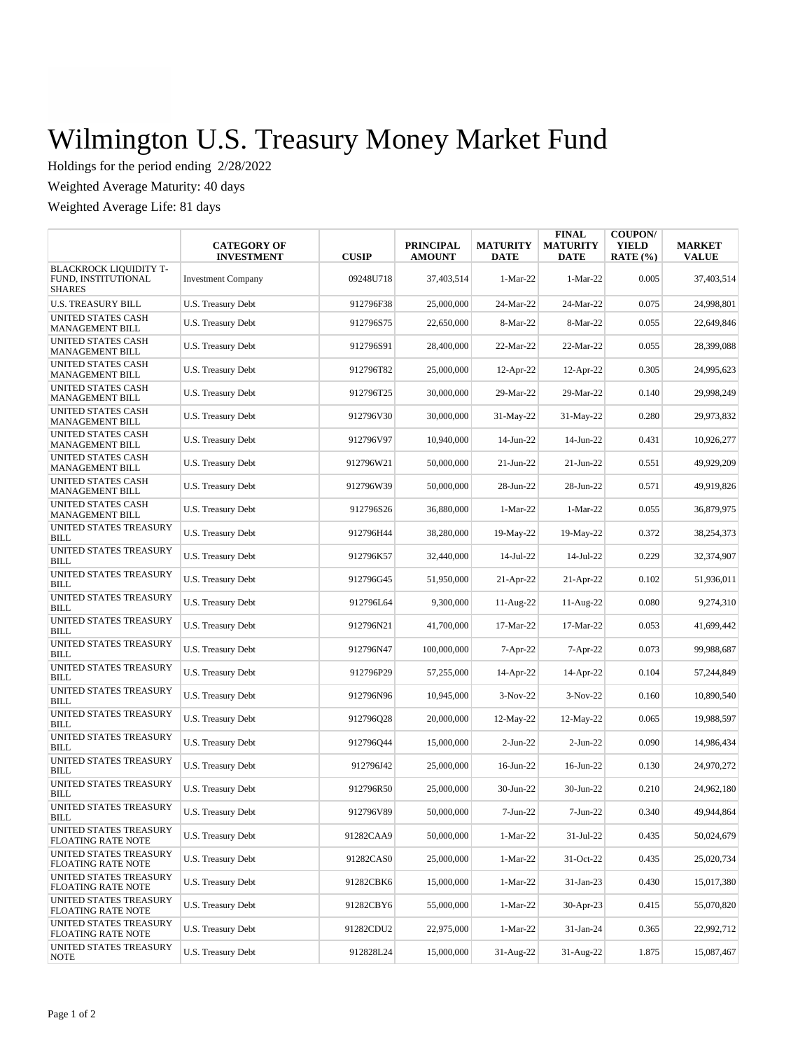# Wilmington U.S. Treasury Money Market Fund

Holdings for the period ending 2/28/2022

Weighted Average Maturity: 40 days

Weighted Average Life: 81 days

| | CATEGORY OF INVESTMENT | CUSIP | PRINCIPAL AMOUNT | MATURITY DATE | FINAL MATURITY DATE | COUPON/ YIELD RATE (%) | MARKET VALUE |
|---|---|---|---|---|---|---|---|
| BLACKROCK LIQUIDITY T-FUND, INSTITUTIONAL SHARES | Investment Company | 09248U718 | 37,403,514 | 1-Mar-22 | 1-Mar-22 | 0.005 | 37,403,514 |
| U.S. TREASURY BILL | U.S. Treasury Debt | 912796F38 | 25,000,000 | 24-Mar-22 | 24-Mar-22 | 0.075 | 24,998,801 |
| UNITED STATES CASH MANAGEMENT BILL | U.S. Treasury Debt | 912796S75 | 22,650,000 | 8-Mar-22 | 8-Mar-22 | 0.055 | 22,649,846 |
| UNITED STATES CASH MANAGEMENT BILL | U.S. Treasury Debt | 912796S91 | 28,400,000 | 22-Mar-22 | 22-Mar-22 | 0.055 | 28,399,088 |
| UNITED STATES CASH MANAGEMENT BILL | U.S. Treasury Debt | 912796T82 | 25,000,000 | 12-Apr-22 | 12-Apr-22 | 0.305 | 24,995,623 |
| UNITED STATES CASH MANAGEMENT BILL | U.S. Treasury Debt | 912796T25 | 30,000,000 | 29-Mar-22 | 29-Mar-22 | 0.140 | 29,998,249 |
| UNITED STATES CASH MANAGEMENT BILL | U.S. Treasury Debt | 912796V30 | 30,000,000 | 31-May-22 | 31-May-22 | 0.280 | 29,973,832 |
| UNITED STATES CASH MANAGEMENT BILL | U.S. Treasury Debt | 912796V97 | 10,940,000 | 14-Jun-22 | 14-Jun-22 | 0.431 | 10,926,277 |
| UNITED STATES CASH MANAGEMENT BILL | U.S. Treasury Debt | 912796W21 | 50,000,000 | 21-Jun-22 | 21-Jun-22 | 0.551 | 49,929,209 |
| UNITED STATES CASH MANAGEMENT BILL | U.S. Treasury Debt | 912796W39 | 50,000,000 | 28-Jun-22 | 28-Jun-22 | 0.571 | 49,919,826 |
| UNITED STATES CASH MANAGEMENT BILL | U.S. Treasury Debt | 912796S26 | 36,880,000 | 1-Mar-22 | 1-Mar-22 | 0.055 | 36,879,975 |
| UNITED STATES TREASURY BILL | U.S. Treasury Debt | 912796H44 | 38,280,000 | 19-May-22 | 19-May-22 | 0.372 | 38,254,373 |
| UNITED STATES TREASURY BILL | U.S. Treasury Debt | 912796K57 | 32,440,000 | 14-Jul-22 | 14-Jul-22 | 0.229 | 32,374,907 |
| UNITED STATES TREASURY BILL | U.S. Treasury Debt | 912796G45 | 51,950,000 | 21-Apr-22 | 21-Apr-22 | 0.102 | 51,936,011 |
| UNITED STATES TREASURY BILL | U.S. Treasury Debt | 912796L64 | 9,300,000 | 11-Aug-22 | 11-Aug-22 | 0.080 | 9,274,310 |
| UNITED STATES TREASURY BILL | U.S. Treasury Debt | 912796N21 | 41,700,000 | 17-Mar-22 | 17-Mar-22 | 0.053 | 41,699,442 |
| UNITED STATES TREASURY BILL | U.S. Treasury Debt | 912796N47 | 100,000,000 | 7-Apr-22 | 7-Apr-22 | 0.073 | 99,988,687 |
| UNITED STATES TREASURY BILL | U.S. Treasury Debt | 912796P29 | 57,255,000 | 14-Apr-22 | 14-Apr-22 | 0.104 | 57,244,849 |
| UNITED STATES TREASURY BILL | U.S. Treasury Debt | 912796N96 | 10,945,000 | 3-Nov-22 | 3-Nov-22 | 0.160 | 10,890,540 |
| UNITED STATES TREASURY BILL | U.S. Treasury Debt | 912796Q28 | 20,000,000 | 12-May-22 | 12-May-22 | 0.065 | 19,988,597 |
| UNITED STATES TREASURY BILL | U.S. Treasury Debt | 912796Q44 | 15,000,000 | 2-Jun-22 | 2-Jun-22 | 0.090 | 14,986,434 |
| UNITED STATES TREASURY BILL | U.S. Treasury Debt | 912796J42 | 25,000,000 | 16-Jun-22 | 16-Jun-22 | 0.130 | 24,970,272 |
| UNITED STATES TREASURY BILL | U.S. Treasury Debt | 912796R50 | 25,000,000 | 30-Jun-22 | 30-Jun-22 | 0.210 | 24,962,180 |
| UNITED STATES TREASURY BILL | U.S. Treasury Debt | 912796V89 | 50,000,000 | 7-Jun-22 | 7-Jun-22 | 0.340 | 49,944,864 |
| UNITED STATES TREASURY FLOATING RATE NOTE | U.S. Treasury Debt | 91282CAA9 | 50,000,000 | 1-Mar-22 | 31-Jul-22 | 0.435 | 50,024,679 |
| UNITED STATES TREASURY FLOATING RATE NOTE | U.S. Treasury Debt | 91282CAS0 | 25,000,000 | 1-Mar-22 | 31-Oct-22 | 0.435 | 25,020,734 |
| UNITED STATES TREASURY FLOATING RATE NOTE | U.S. Treasury Debt | 91282CBK6 | 15,000,000 | 1-Mar-22 | 31-Jan-23 | 0.430 | 15,017,380 |
| UNITED STATES TREASURY FLOATING RATE NOTE | U.S. Treasury Debt | 91282CBY6 | 55,000,000 | 1-Mar-22 | 30-Apr-23 | 0.415 | 55,070,820 |
| UNITED STATES TREASURY FLOATING RATE NOTE | U.S. Treasury Debt | 91282CDU2 | 22,975,000 | 1-Mar-22 | 31-Jan-24 | 0.365 | 22,992,712 |
| UNITED STATES TREASURY NOTE | U.S. Treasury Debt | 912828L24 | 15,000,000 | 31-Aug-22 | 31-Aug-22 | 1.875 | 15,087,467 |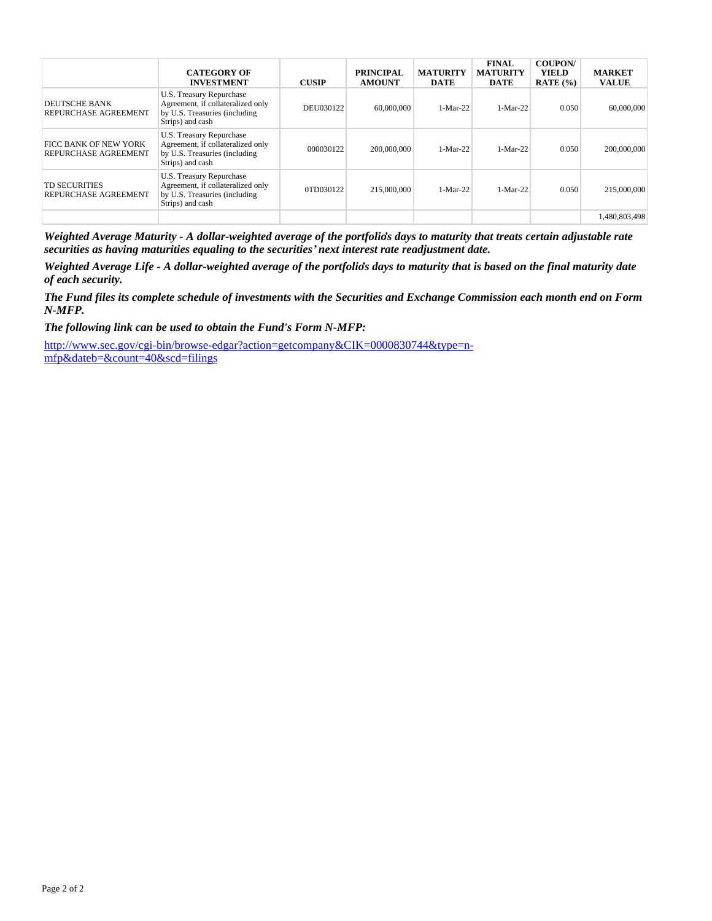| | CATEGORY OF INVESTMENT | CUSIP | PRINCIPAL AMOUNT | MATURITY DATE | FINAL MATURITY DATE | COUPON/ YIELD RATE (%) | MARKET VALUE |
|---|---|---|---|---|---|---|---|
| DEUTSCHE BANK REPURCHASE AGREEMENT | U.S. Treasury Repurchase Agreement, if collateralized only by U.S. Treasuries (including Strips) and cash | DEU030122 | 60,000,000 | 1-Mar-22 | 1-Mar-22 | 0.050 | 60,000,000 |
| FICC BANK OF NEW YORK REPURCHASE AGREEMENT | U.S. Treasury Repurchase Agreement, if collateralized only by U.S. Treasuries (including Strips) and cash | 000030122 | 200,000,000 | 1-Mar-22 | 1-Mar-22 | 0.050 | 200,000,000 |
| TD SECURITIES REPURCHASE AGREEMENT | U.S. Treasury Repurchase Agreement, if collateralized only by U.S. Treasuries (including Strips) and cash | 0TD030122 | 215,000,000 | 1-Mar-22 | 1-Mar-22 | 0.050 | 215,000,000 |
| | | | | | | | 1,480,803,498 |

***Weighted Average Maturity - A dollar-weighted average of the portfolio's days to maturity that treats certain adjustable rate securities as having maturities equaling to the securities' next interest rate readjustment date.***

***Weighted Average Life - A dollar-weighted average of the portfolio's days to maturity that is based on the final maturity date of each security.***

***The Fund files its complete schedule of investments with the Securities and Exchange Commission each month end on Form N-MFP.***

***The following link can be used to obtain the Fund's Form N-MFP:***

[http://www.sec.gov/cgi-bin/browse-edgar?action=getcompany&CIK=0000830744&type=n-mfp&dateb=&count=40&scd=filings](http://www.sec.gov/cgi-bin/browse-edgar?action=getcompany&CIK=0000830744&type=n-mfp&dateb=&count=40&scd=filings)